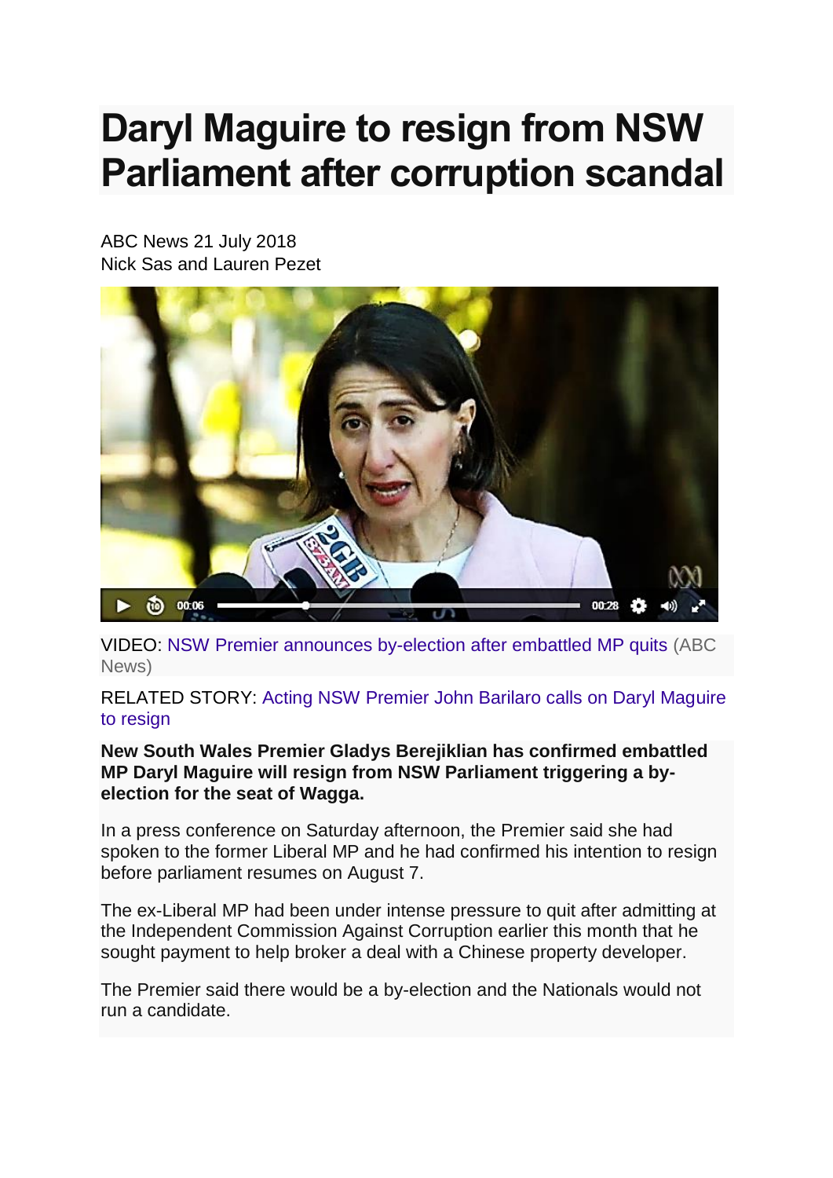# Daryl Maguire to resign from NSW Parliament after corruption scandal

ABC News 21 July 2018
Nick Sas and Lauren Pezet

VIDEO: NSW Premier announces by-election after embattled MP quits (ABC News)

RELATED STORY: Acting NSW Premier John Barilaro calls on Daryl Maguire to resign

**New South Wales Premier Gladys Berejiklian has confirmed embattled MP Daryl Maguire will resign from NSW Parliament triggering a by-election for the seat of Wagga.**

In a press conference on Saturday afternoon, the Premier said she had spoken to the former Liberal MP and he had confirmed his intention to resign before parliament resumes on August 7.

The ex-Liberal MP had been under intense pressure to quit after admitting at the Independent Commission Against Corruption earlier this month that he sought payment to help broker a deal with a Chinese property developer.

The Premier said there would be a by-election and the Nationals would not run a candidate.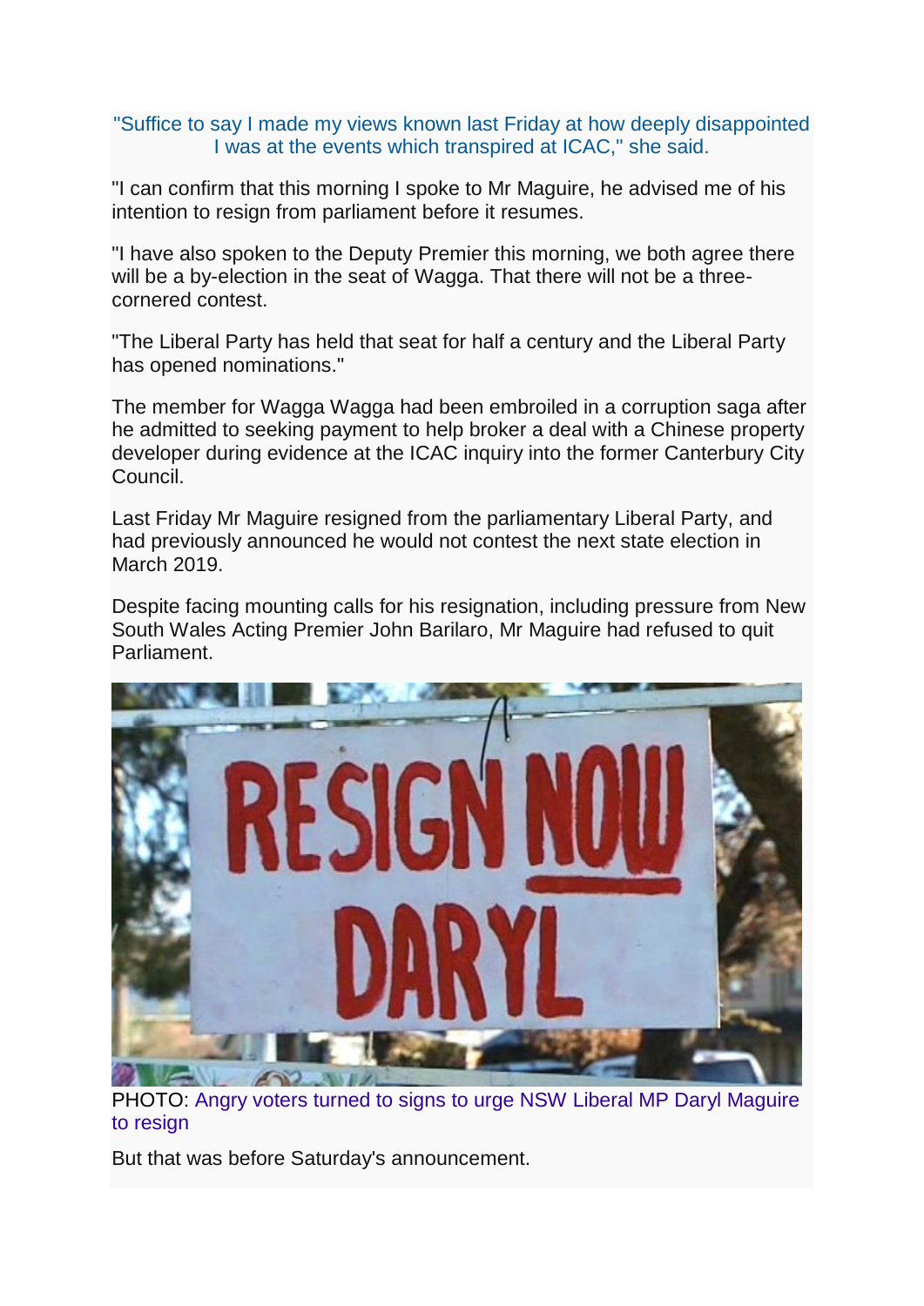"Suffice to say I made my views known last Friday at how deeply disappointed I was at the events which transpired at ICAC," she said.

"I can confirm that this morning I spoke to Mr Maguire, he advised me of his intention to resign from parliament before it resumes.

"I have also spoken to the Deputy Premier this morning, we both agree there will be a by-election in the seat of Wagga. That there will not be a three-cornered contest.

"The Liberal Party has held that seat for half a century and the Liberal Party has opened nominations."

The member for Wagga Wagga had been embroiled in a corruption saga after he admitted to seeking payment to help broker a deal with a Chinese property developer during evidence at the ICAC inquiry into the former Canterbury City Council.

Last Friday Mr Maguire resigned from the parliamentary Liberal Party, and had previously announced he would not contest the next state election in March 2019.

Despite facing mounting calls for his resignation, including pressure from New South Wales Acting Premier John Barilaro, Mr Maguire had refused to quit Parliament.

PHOTO: Angry voters turned to signs to urge NSW Liberal MP Daryl Maguire to resign

But that was before Saturday's announcement.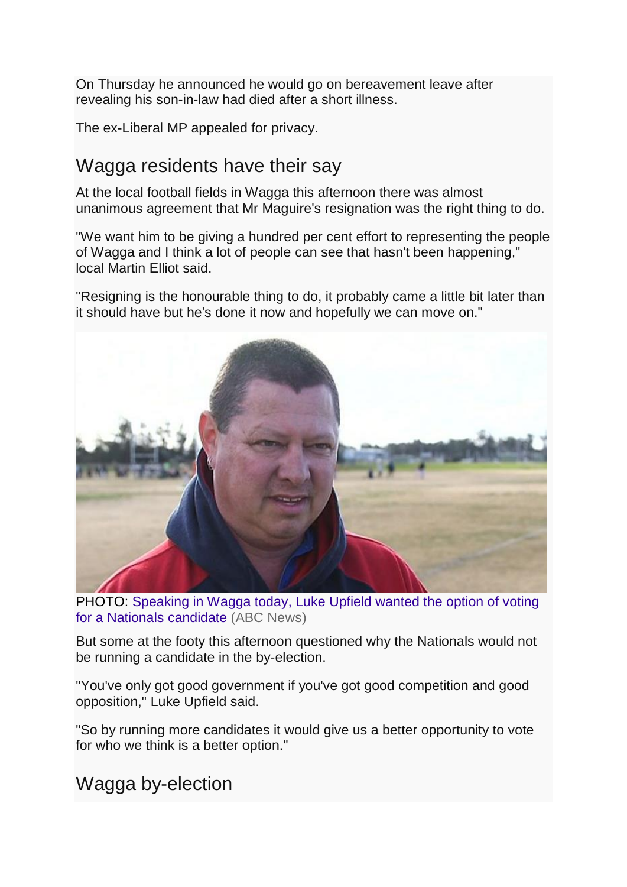On Thursday he announced he would go on bereavement leave after revealing his son-in-law had died after a short illness.

The ex-Liberal MP appealed for privacy.

## Wagga residents have their say

At the local football fields in Wagga this afternoon there was almost unanimous agreement that Mr Maguire's resignation was the right thing to do.

"We want him to be giving a hundred per cent effort to representing the people of Wagga and I think a lot of people can see that hasn't been happening," local Martin Elliot said.

"Resigning is the honourable thing to do, it probably came a little bit later than it should have but he's done it now and hopefully we can move on."

PHOTO: Speaking in Wagga today, Luke Upfield wanted the option of voting for a Nationals candidate (ABC News)

But some at the footy this afternoon questioned why the Nationals would not be running a candidate in the by-election.

"You've only got good government if you've got good competition and good opposition," Luke Upfield said.

"So by running more candidates it would give us a better opportunity to vote for who we think is a better option."

## Wagga by-election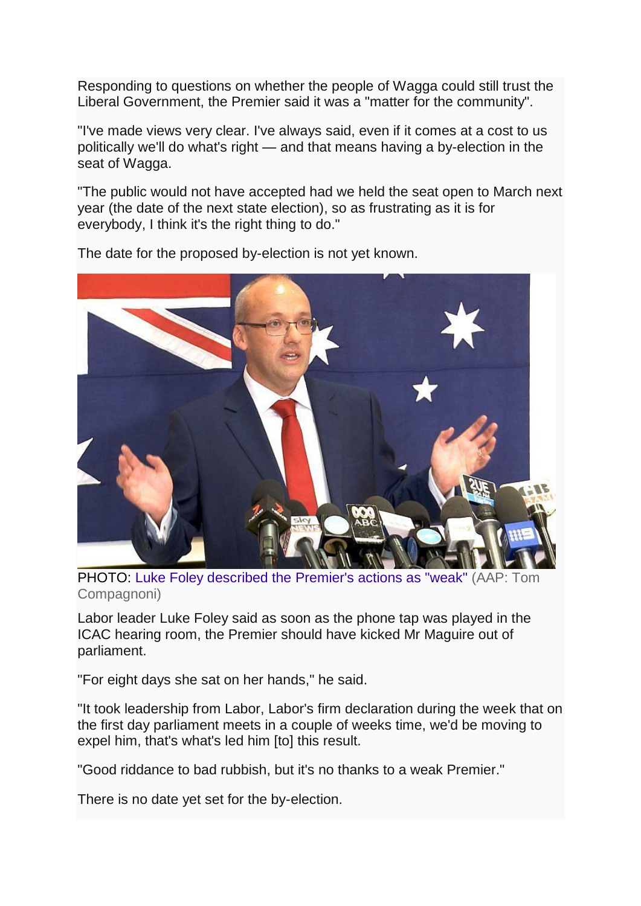Responding to questions on whether the people of Wagga could still trust the Liberal Government, the Premier said it was a "matter for the community".

"I've made views very clear. I've always said, even if it comes at a cost to us politically we'll do what's right — and that means having a by-election in the seat of Wagga.

"The public would not have accepted had we held the seat open to March next year (the date of the next state election), so as frustrating as it is for everybody, I think it's the right thing to do."

The date for the proposed by-election is not yet known.

PHOTO: Luke Foley described the Premier's actions as "weak" (AAP: Tom Compagnoni)

Labor leader Luke Foley said as soon as the phone tap was played in the ICAC hearing room, the Premier should have kicked Mr Maguire out of parliament.

"For eight days she sat on her hands," he said.

"It took leadership from Labor, Labor's firm declaration during the week that on the first day parliament meets in a couple of weeks time, we'd be moving to expel him, that's what's led him [to] this result.

"Good riddance to bad rubbish, but it's no thanks to a weak Premier."

There is no date yet set for the by-election.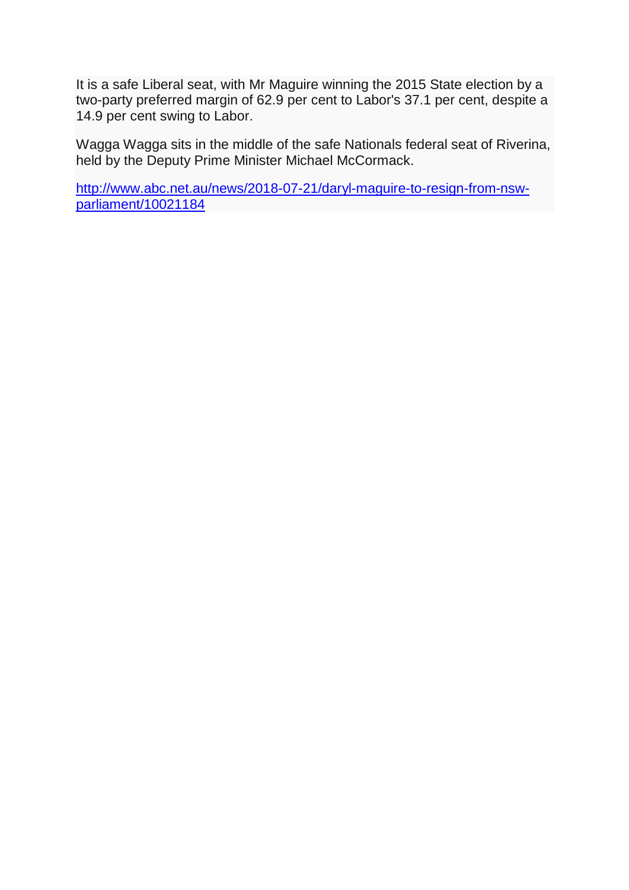It is a safe Liberal seat, with Mr Maguire winning the 2015 State election by a two-party preferred margin of 62.9 per cent to Labor's 37.1 per cent, despite a 14.9 per cent swing to Labor.

Wagga Wagga sits in the middle of the safe Nationals federal seat of Riverina, held by the Deputy Prime Minister Michael McCormack.

[http://www.abc.net.au/news/2018-07-21/daryl-maguire-to-resign-from-nsw-parliament/10021184](http://www.abc.net.au/news/2018-07-21/daryl-maguire-to-resign-from-nsw-parliament/10021184)